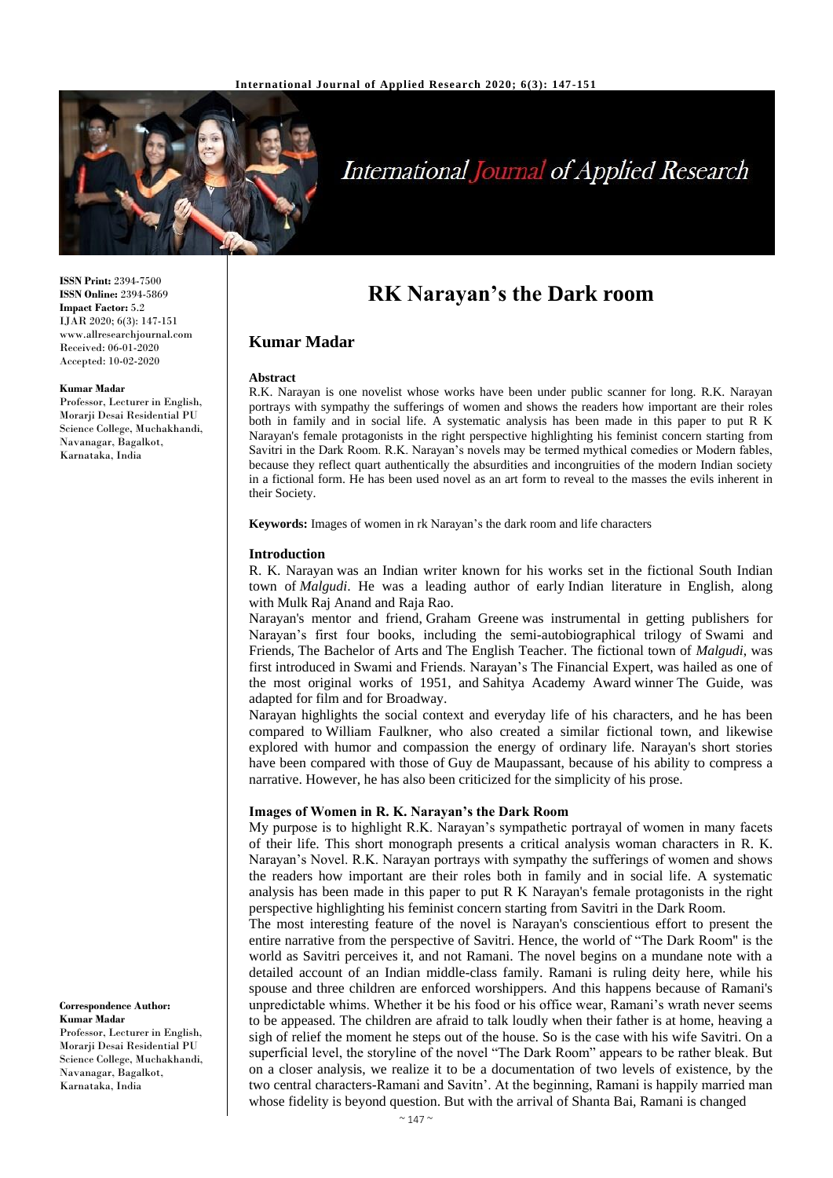# RK Narayan's the Dark room

## Kumar Madar

**ISSN Print:** 2394-7500
**ISSN Online:** 2394-5869
**Impact Factor:** 5.2
IJAR 2020; 6(3): 147-151
www.allresearchjournal.com
Received: 06-01-2020
Accepted: 10-02-2020

**Kumar Madar**
Professor, Lecturer in English, Morarji Desai Residential PU Science College, Muchakhandi, Navanagar, Bagalkot, Karnataka, India

**Correspondence Author:**
**Kumar Madar**
Professor, Lecturer in English, Morarji Desai Residential PU Science College, Muchakhandi, Navanagar, Bagalkot, Karnataka, India

### Abstract

R.K. Narayan is one novelist whose works have been under public scanner for long. R.K. Narayan portrays with sympathy the sufferings of women and shows the readers how important are their roles both in family and in social life. A systematic analysis has been made in this paper to put R K Narayan's female protagonists in the right perspective highlighting his feminist concern starting from Savitri in the Dark Room. R.K. Narayan's novels may be termed mythical comedies or Modern fables, because they reflect quart authentically the absurdities and incongruities of the modern Indian society in a fictional form. He has been used novel as an art form to reveal to the masses the evils inherent in their Society.

**Keywords:** Images of women in rk Narayan's the dark room and life characters

### Introduction

R. K. Narayan was an Indian writer known for his works set in the fictional South Indian town of *Malgudi*. He was a leading author of early Indian literature in English, along with Mulk Raj Anand and Raja Rao.

Narayan's mentor and friend, Graham Greene was instrumental in getting publishers for Narayan's first four books, including the semi-autobiographical trilogy of Swami and Friends, The Bachelor of Arts and The English Teacher. The fictional town of *Malgudi*, was first introduced in Swami and Friends. Narayan's The Financial Expert, was hailed as one of the most original works of 1951, and Sahitya Academy Award winner The Guide, was adapted for film and for Broadway.

Narayan highlights the social context and everyday life of his characters, and he has been compared to William Faulkner, who also created a similar fictional town, and likewise explored with humor and compassion the energy of ordinary life. Narayan's short stories have been compared with those of Guy de Maupassant, because of his ability to compress a narrative. However, he has also been criticized for the simplicity of his prose.

### Images of Women in R. K. Narayan's the Dark Room

My purpose is to highlight R.K. Narayan's sympathetic portrayal of women in many facets of their life. This short monograph presents a critical analysis woman characters in R. K. Narayan's Novel. R.K. Narayan portrays with sympathy the sufferings of women and shows the readers how important are their roles both in family and in social life. A systematic analysis has been made in this paper to put R K Narayan's female protagonists in the right perspective highlighting his feminist concern starting from Savitri in the Dark Room.

The most interesting feature of the novel is Narayan's conscientious effort to present the entire narrative from the perspective of Savitri. Hence, the world of "The Dark Room" is the world as Savitri perceives it, and not Ramani. The novel begins on a mundane note with a detailed account of an Indian middle-class family. Ramani is ruling deity here, while his spouse and three children are enforced worshippers. And this happens because of Ramani's unpredictable whims. Whether it be his food or his office wear, Ramani's wrath never seems to be appeased. The children are afraid to talk loudly when their father is at home, heaving a sigh of relief the moment he steps out of the house. So is the case with his wife Savitri. On a superficial level, the storyline of the novel "The Dark Room" appears to be rather bleak. But on a closer analysis, we realize it to be a documentation of two levels of existence, by the two central characters-Ramani and Savitn'. At the beginning, Ramani is happily married man whose fidelity is beyond question. But with the arrival of Shanta Bai, Ramani is changed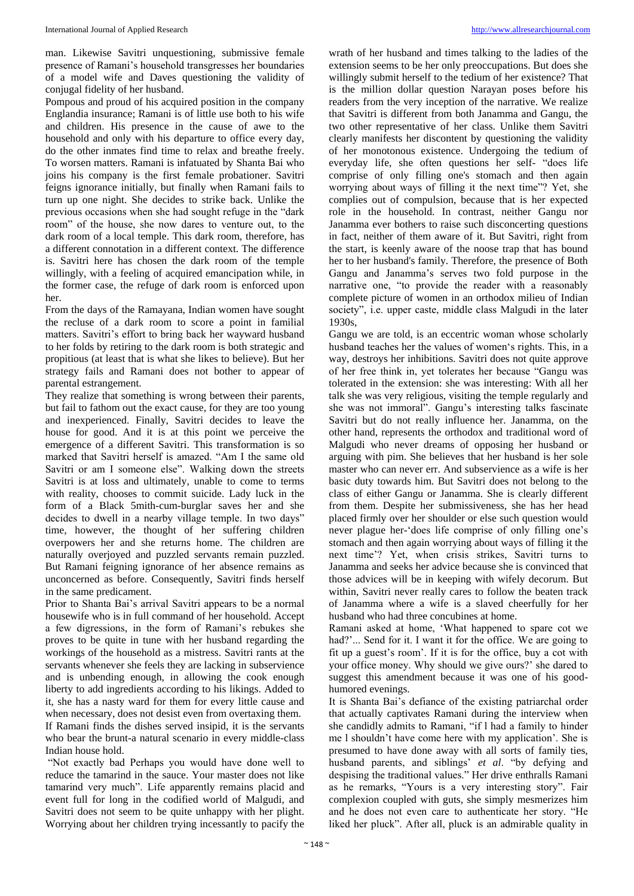man. Likewise Savitri unquestioning, submissive female presence of Ramani's household transgresses her boundaries of a model wife and Daves questioning the validity of conjugal fidelity of her husband.

Pompous and proud of his acquired position in the company Englandia insurance; Ramani is of little use both to his wife and children. His presence in the cause of awe to the household and only with his departure to office every day, do the other inmates find time to relax and breathe freely. To worsen matters. Ramani is infatuated by Shanta Bai who joins his company is the first female probationer. Savitri feigns ignorance initially, but finally when Ramani fails to turn up one night. She decides to strike back. Unlike the previous occasions when she had sought refuge in the "dark room" of the house, she now dares to venture out, to the dark room of a local temple. This dark room, therefore, has a different connotation in a different context. The difference is. Savitri here has chosen the dark room of the temple willingly, with a feeling of acquired emancipation while, in the former case, the refuge of dark room is enforced upon her.

From the days of the Ramayana, Indian women have sought the recluse of a dark room to score a point in familial matters. Savitri's effort to bring back her wayward husband to her folds by retiring to the dark room is both strategic and propitious (at least that is what she likes to believe). But her strategy fails and Ramani does not bother to appear of parental estrangement.

They realize that something is wrong between their parents, but fail to fathom out the exact cause, for they are too young and inexperienced. Finally, Savitri decides to leave the house for good. And it is at this point we perceive the emergence of a different Savitri. This transformation is so marked that Savitri herself is amazed. "Am I the same old Savitri or am I someone else". Walking down the streets Savitri is at loss and ultimately, unable to come to terms with reality, chooses to commit suicide. Lady luck in the form of a Black 5mith-cum-burglar saves her and she decides to dwell in a nearby village temple. In two days" time, however, the thought of her suffering children overpowers her and she returns home. The children are naturally overjoyed and puzzled servants remain puzzled. But Ramani feigning ignorance of her absence remains as unconcerned as before. Consequently, Savitri finds herself in the same predicament.

Prior to Shanta Bai's arrival Savitri appears to be a normal housewife who is in full command of her household. Accept a few digressions, in the form of Ramani's rebukes she proves to be quite in tune with her husband regarding the workings of the household as a mistress. Savitri rants at the servants whenever she feels they are lacking in subservience and is unbending enough, in allowing the cook enough liberty to add ingredients according to his likings. Added to it, she has a nasty ward for them for every little cause and when necessary, does not desist even from overtaxing them. If Ramani finds the dishes served insipid, it is the servants who bear the brunt-a natural scenario in every middle-class Indian house hold.

"Not exactly bad Perhaps you would have done well to reduce the tamarind in the sauce. Your master does not like tamarind very much". Life apparently remains placid and event full for long in the codified world of Malgudi, and Savitri does not seem to be quite unhappy with her plight. Worrying about her children trying incessantly to pacify the wrath of her husband and times talking to the ladies of the extension seems to be her only preoccupations. But does she willingly submit herself to the tedium of her existence? That is the million dollar question Narayan poses before his readers from the very inception of the narrative. We realize that Savitri is different from both Janamma and Gangu, the two other representative of her class. Unlike them Savitri clearly manifests her discontent by questioning the validity of her monotonous existence. Undergoing the tedium of everyday life, she often questions her self- "does life comprise of only filling one's stomach and then again worrying about ways of filling it the next time"? Yet, she complies out of compulsion, because that is her expected role in the household. In contrast, neither Gangu nor Janamma ever bothers to raise such disconcerting questions in fact, neither of them aware of it. But Savitri, right from the start, is keenly aware of the noose trap that has bound her to her husband's family. Therefore, the presence of Both Gangu and Janamma's serves two fold purpose in the narrative one, "to provide the reader with a reasonably complete picture of women in an orthodox milieu of Indian society", i.e. upper caste, middle class Malgudi in the later 1930s,

Gangu we are told, is an eccentric woman whose scholarly husband teaches her the values of women's rights. This, in a way, destroys her inhibitions. Savitri does not quite approve of her free think in, yet tolerates her because "Gangu was tolerated in the extension: she was interesting: With all her talk she was very religious, visiting the temple regularly and she was not immoral". Gangu's interesting talks fascinate Savitri but do not really influence her. Janamma, on the other hand, represents the orthodox and traditional word of Malgudi who never dreams of opposing her husband or arguing with pim. She believes that her husband is her sole master who can never err. And subservience as a wife is her basic duty towards him. But Savitri does not belong to the class of either Gangu or Janamma. She is clearly different from them. Despite her submissiveness, she has her head placed firmly over her shoulder or else such question would never plague her-'does life comprise of only filling one's stomach and then again worrying about ways of filling it the next time'? Yet, when crisis strikes, Savitri turns to Janamma and seeks her advice because she is convinced that those advices will be in keeping with wifely decorum. But within, Savitri never really cares to follow the beaten track of Janamma where a wife is a slaved cheerfully for her husband who had three concubines at home.

Ramani asked at home, 'What happened to spare cot we had?'... Send for it. I want it for the office. We are going to fit up a guest's room'. If it is for the office, buy a cot with your office money. Why should we give ours?' she dared to suggest this amendment because it was one of his good-humored evenings.

It is Shanta Bai's defiance of the existing patriarchal order that actually captivates Ramani during the interview when she candidly admits to Ramani, "if I had a family to hinder me I shouldn't have come here with my application'. She is presumed to have done away with all sorts of family ties, husband parents, and siblings' *et al*. "by defying and despising the traditional values." Her drive enthralls Ramani as he remarks, "Yours is a very interesting story". Fair complexion coupled with guts, she simply mesmerizes him and he does not even care to authenticate her story. "He liked her pluck". After all, pluck is an admirable quality in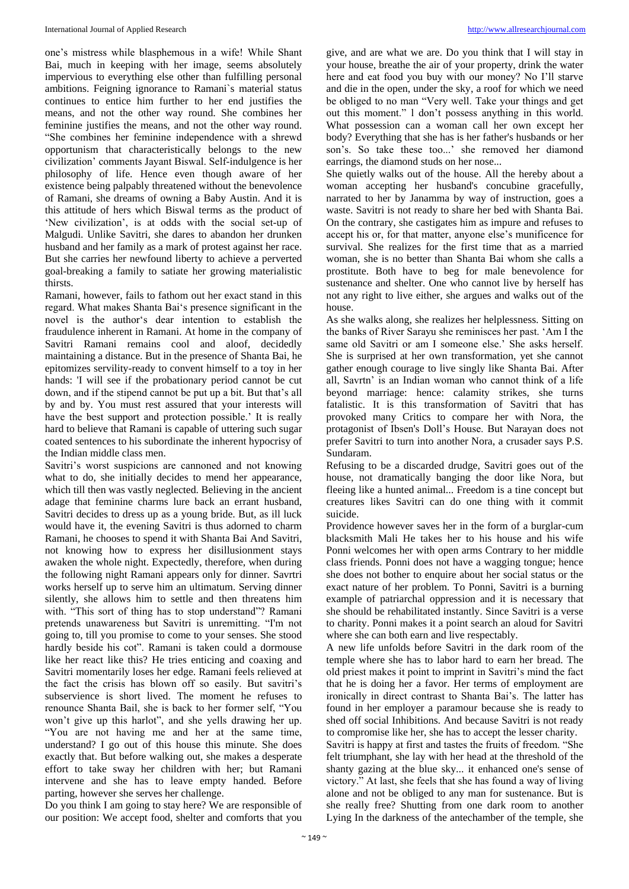one's mistress while blasphemous in a wife! While Shant Bai, much in keeping with her image, seems absolutely impervious to everything else other than fulfilling personal ambitions. Feigning ignorance to Ramani`s material status continues to entice him further to her end justifies the means, and not the other way round. She combines her feminine justifies the means, and not the other way round. "She combines her feminine independence with a shrewd opportunism that characteristically belongs to the new civilization' comments Jayant Biswal. Self-indulgence is her philosophy of life. Hence even though aware of her existence being palpably threatened without the benevolence of Ramani, she dreams of owning a Baby Austin. And it is this attitude of hers which Biswal terms as the product of 'New civilization', is at odds with the social set-up of Malgudi. Unlike Savitri, she dares to abandon her drunken husband and her family as a mark of protest against her race. But she carries her newfound liberty to achieve a perverted goal-breaking a family to satiate her growing materialistic thirsts.

Ramani, however, fails to fathom out her exact stand in this regard. What makes Shanta Bai's presence significant in the novel is the author's dear intention to establish the fraudulence inherent in Ramani. At home in the company of Savitri Ramani remains cool and aloof, decidedly maintaining a distance. But in the presence of Shanta Bai, he epitomizes servility-ready to convent himself to a toy in her hands: 'I will see if the probationary period cannot be cut down, and if the stipend cannot be put up a bit. But that's all by and by. You must rest assured that your interests will have the best support and protection possible.' It is really hard to believe that Ramani is capable of uttering such sugar coated sentences to his subordinate the inherent hypocrisy of the Indian middle class men.

Savitri's worst suspicions are cannoned and not knowing what to do, she initially decides to mend her appearance, which till then was vastly neglected. Believing in the ancient adage that feminine charms lure back an errant husband, Savitri decides to dress up as a young bride. But, as ill luck would have it, the evening Savitri is thus adorned to charm Ramani, he chooses to spend it with Shanta Bai And Savitri, not knowing how to express her disillusionment stays awaken the whole night. Expectedly, therefore, when during the following night Ramani appears only for dinner. Savrtri works herself up to serve him an ultimatum. Serving dinner silently, she allows him to settle and then threatens him with. "This sort of thing has to stop understand"? Ramani pretends unawareness but Savitri is unremitting. "I'm not going to, till you promise to come to your senses. She stood hardly beside his cot". Ramani is taken could a dormouse like her react like this? He tries enticing and coaxing and Savitri momentarily loses her edge. Ramani feels relieved at the fact the crisis has blown off so easily. But savitri's subservience is short lived. The moment he refuses to renounce Shanta Bail, she is back to her former self, "You won't give up this harlot", and she yells drawing her up. "You are not having me and her at the same time, understand? I go out of this house this minute. She does exactly that. But before walking out, she makes a desperate effort to take sway her children with her; but Ramani intervene and she has to leave empty handed. Before parting, however she serves her challenge.

Do you think I am going to stay here? We are responsible of our position: We accept food, shelter and comforts that you give, and are what we are. Do you think that I will stay in your house, breathe the air of your property, drink the water here and eat food you buy with our money? No I'll starve and die in the open, under the sky, a roof for which we need be obliged to no man "Very well. Take your things and get out this moment." l don't possess anything in this world. What possession can a woman call her own except her body? Everything that she has is her father's husbands or her son's. So take these too...' she removed her diamond earrings, the diamond studs on her nose...

She quietly walks out of the house. All the hereby about a woman accepting her husband's concubine gracefully, narrated to her by Janamma by way of instruction, goes a waste. Savitri is not ready to share her bed with Shanta Bai. On the contrary, she castigates him as impure and refuses to accept his or, for that matter, anyone else's munificence for survival. She realizes for the first time that as a married woman, she is no better than Shanta Bai whom she calls a prostitute. Both have to beg for male benevolence for sustenance and shelter. One who cannot live by herself has not any right to live either, she argues and walks out of the house.

As she walks along, she realizes her helplessness. Sitting on the banks of River Sarayu she reminisces her past. 'Am I the same old Savitri or am I someone else.' She asks herself. She is surprised at her own transformation, yet she cannot gather enough courage to live singly like Shanta Bai. After all, Savrtn' is an Indian woman who cannot think of a life beyond marriage: hence: calamity strikes, she turns fatalistic. It is this transformation of Savitri that has provoked many Critics to compare her with Nora, the protagonist of Ibsen's Doll's House. But Narayan does not prefer Savitri to turn into another Nora, a crusader says P.S. Sundaram.

Refusing to be a discarded drudge, Savitri goes out of the house, not dramatically banging the door like Nora, but fleeing like a hunted animal... Freedom is a tine concept but creatures likes Savitri can do one thing with it commit suicide.

Providence however saves her in the form of a burglar-cum blacksmith Mali He takes her to his house and his wife Ponni welcomes her with open arms Contrary to her middle class friends. Ponni does not have a wagging tongue; hence she does not bother to enquire about her social status or the exact nature of her problem. To Ponni, Savitri is a burning example of patriarchal oppression and it is necessary that she should be rehabilitated instantly. Since Savitri is a verse to charity. Ponni makes it a point search an aloud for Savitri where she can both earn and live respectably.

A new life unfolds before Savitri in the dark room of the temple where she has to labor hard to earn her bread. The old priest makes it point to imprint in Savitri's mind the fact that he is doing her a favor. Her terms of employment are ironically in direct contrast to Shanta Bai's. The latter has found in her employer a paramour because she is ready to shed off social Inhibitions. And because Savitri is not ready to compromise like her, she has to accept the lesser charity.

Savitri is happy at first and tastes the fruits of freedom. "She felt triumphant, she lay with her head at the threshold of the shanty gazing at the blue sky... it enhanced one's sense of victory." At last, she feels that she has found a way of living alone and not be obliged to any man for sustenance. But is she really free? Shutting from one dark room to another Lying In the darkness of the antechamber of the temple, she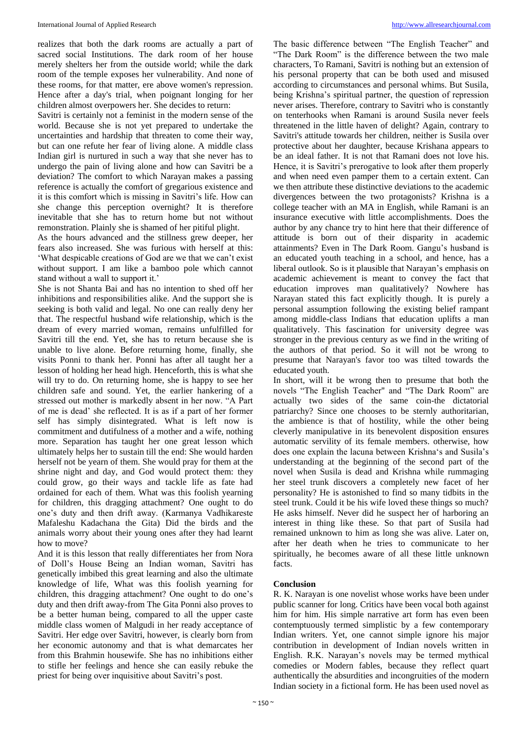realizes that both the dark rooms are actually a part of sacred social Institutions. The dark room of her house merely shelters her from the outside world; while the dark room of the temple exposes her vulnerability. And none of these rooms, for that matter, ere above women's repression. Hence after a day's trial, when poignant longing for her children almost overpowers her. She decides to return:

Savitri is certainly not a feminist in the modern sense of the world. Because she is not yet prepared to undertake the uncertainties and hardship that threaten to come their way, but can one refute her fear of living alone. A middle class Indian girl is nurtured in such a way that she never has to undergo the pain of living alone and how can Savitri be a deviation? The comfort to which Narayan makes a passing reference is actually the comfort of gregarious existence and it is this comfort which is missing in Savitri's life. How can she change this perception overnight? It is therefore inevitable that she has to return home but not without remonstration. Plainly she is shamed of her pitiful plight.

As the hours advanced and the stillness grew deeper, her fears also increased. She was furious with herself at this: 'What despicable creations of God are we that we can't exist without support. I am like a bamboo pole which cannot stand without a wall to support it.'

She is not Shanta Bai and has no intention to shed off her inhibitions and responsibilities alike. And the support she is seeking is both valid and legal. No one can really deny her that. The respectful husband wife relationship, which is the dream of every married woman, remains unfulfilled for Savitri till the end. Yet, she has to return because she is unable to live alone. Before returning home, finally, she visits Ponni to thank her. Ponni has after all taught her a lesson of holding her head high. Henceforth, this is what she will try to do. On returning home, she is happy to see her children safe and sound. Yet, the earlier hankering of a stressed out mother is markedly absent in her now. "A Part of me is dead' she reflected. It is as if a part of her former self has simply disintegrated. What is left now is commitment and dutifulness of a mother and a wife, nothing more. Separation has taught her one great lesson which ultimately helps her to sustain till the end: She would harden herself not be yearn of them. She would pray for them at the shrine night and day, and God would protect them: they could grow, go their ways and tackle life as fate had ordained for each of them. What was this foolish yearning for children, this dragging attachment? One ought to do one's duty and then drift away. (Karmanya Vadhikareste Mafaleshu Kadachana the Gita) Did the birds and the animals worry about their young ones after they had learnt how to move?

And it is this lesson that really differentiates her from Nora of Doll's House Being an Indian woman, Savitri has genetically imbibed this great learning and also the ultimate knowledge of life, What was this foolish yearning for children, this dragging attachment? One ought to do one's duty and then drift away-from The Gita Ponni also proves to be a better human being, compared to all the upper caste middle class women of Malgudi in her ready acceptance of Savitri. Her edge over Savitri, however, is clearly born from her economic autonomy and that is what demarcates her from this Brahmin housewife. She has no inhibitions either to stifle her feelings and hence she can easily rebuke the priest for being over inquisitive about Savitri's post.

The basic difference between "The English Teacher" and "The Dark Room" is the difference between the two male characters, To Ramani, Savitri is nothing but an extension of his personal property that can be both used and misused according to circumstances and personal whims. But Susila, being Krishna's spiritual partner, the question of repression never arises. Therefore, contrary to Savitri who is constantly on tenterhooks when Ramani is around Susila never feels threatened in the little haven of delight? Again, contrary to Savitri's attitude towards her children, neither is Susila over protective about her daughter, because Krishana appears to be an ideal father. It is not that Ramani does not love his. Hence, it is Savitri's prerogative to look after them properly and when need even pamper them to a certain extent. Can we then attribute these distinctive deviations to the academic divergences between the two protagonists? Krishna is a college teacher with an MA in English, while Ramani is an insurance executive with little accomplishments. Does the author by any chance try to hint here that their difference of attitude is born out of their disparity in academic attainments? Even in The Dark Room. Gangu's husband is an educated youth teaching in a school, and hence, has a liberal outlook. So is it plausible that Narayan's emphasis on academic achievement is meant to convey the fact that education improves man qualitatively? Nowhere has Narayan stated this fact explicitly though. It is purely a personal assumption following the existing belief rampant among middle-class Indians that education uplifts a man qualitatively. This fascination for university degree was stronger in the previous century as we find in the writing of the authors of that period. So it will not be wrong to presume that Narayan's favor too was tilted towards the educated youth.

In short, will it be wrong then to presume that both the novels "The English Teacher" and "The Dark Room" are actually two sides of the same coin-the dictatorial patriarchy? Since one chooses to be sternly authoritarian, the ambience is that of hostility, while the other being cleverly manipulative in its benevolent disposition ensures automatic servility of its female members. otherwise, how does one explain the lacuna between Krishna's and Susila's understanding at the beginning of the second part of the novel when Susila is dead and Krishna while rummaging her steel trunk discovers a completely new facet of her personality? He is astonished to find so many tidbits in the steel trunk. Could it be his wife loved these things so much? He asks himself. Never did he suspect her of harboring an interest in thing like these. So that part of Susila had remained unknown to him as long she was alive. Later on, after her death when he tries to communicate to her spiritually, he becomes aware of all these little unknown facts.

## Conclusion

R. K. Narayan is one novelist whose works have been under public scanner for long. Critics have been vocal both against him for him. His simple narrative art form has even been contemptuously termed simplistic by a few contemporary Indian writers. Yet, one cannot simple ignore his major contribution in development of Indian novels written in English. R.K. Narayan's novels may be termed mythical comedies or Modern fables, because they reflect quart authentically the absurdities and incongruities of the modern Indian society in a fictional form. He has been used novel as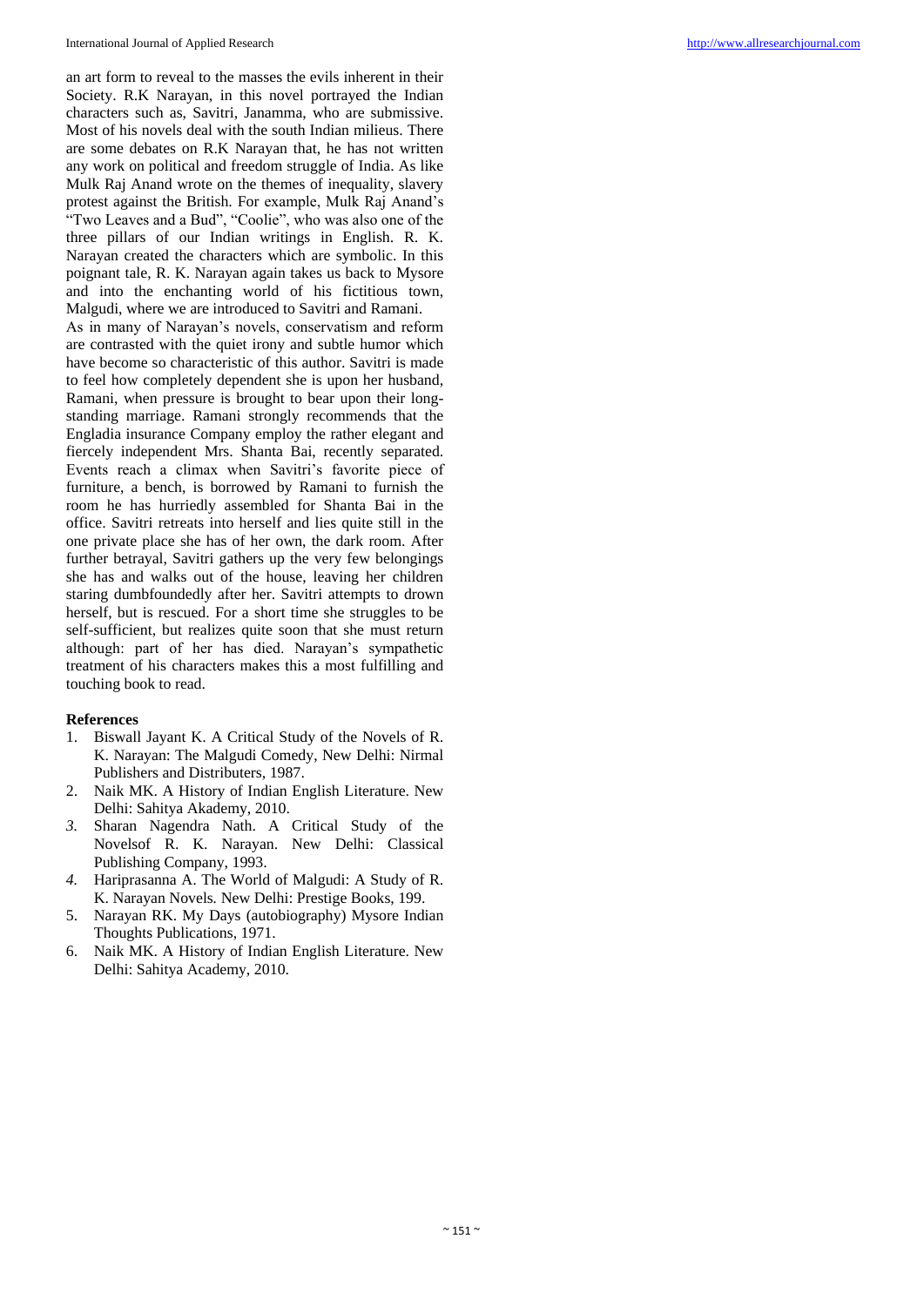an art form to reveal to the masses the evils inherent in their Society. R.K Narayan, in this novel portrayed the Indian characters such as, Savitri, Janamma, who are submissive. Most of his novels deal with the south Indian milieus. There are some debates on R.K Narayan that, he has not written any work on political and freedom struggle of India. As like Mulk Raj Anand wrote on the themes of inequality, slavery protest against the British. For example, Mulk Raj Anand's "Two Leaves and a Bud", "Coolie", who was also one of the three pillars of our Indian writings in English. R. K. Narayan created the characters which are symbolic. In this poignant tale, R. K. Narayan again takes us back to Mysore and into the enchanting world of his fictitious town, Malgudi, where we are introduced to Savitri and Ramani.

As in many of Narayan's novels, conservatism and reform are contrasted with the quiet irony and subtle humor which have become so characteristic of this author. Savitri is made to feel how completely dependent she is upon her husband, Ramani, when pressure is brought to bear upon their long-standing marriage. Ramani strongly recommends that the Engladia insurance Company employ the rather elegant and fiercely independent Mrs. Shanta Bai, recently separated. Events reach a climax when Savitri's favorite piece of furniture, a bench, is borrowed by Ramani to furnish the room he has hurriedly assembled for Shanta Bai in the office. Savitri retreats into herself and lies quite still in the one private place she has of her own, the dark room. After further betrayal, Savitri gathers up the very few belongings she has and walks out of the house, leaving her children staring dumbfoundedly after her. Savitri attempts to drown herself, but is rescued. For a short time she struggles to be self-sufficient, but realizes quite soon that she must return although: part of her has died. Narayan's sympathetic treatment of his characters makes this a most fulfilling and touching book to read.

**References**

1. Biswall Jayant K. A Critical Study of the Novels of R. K. Narayan: The Malgudi Comedy, New Delhi: Nirmal Publishers and Distributers, 1987.
2. Naik MK. A History of Indian English Literature. New Delhi: Sahitya Akademy, 2010.
3. Sharan Nagendra Nath. A Critical Study of the Novelsof R. K. Narayan. New Delhi: Classical Publishing Company, 1993.
4. Hariprasanna A. The World of Malgudi: A Study of R. K. Narayan Novels. New Delhi: Prestige Books, 199.
5. Narayan RK. My Days (autobiography) Mysore Indian Thoughts Publications, 1971.
6. Naik MK. A History of Indian English Literature. New Delhi: Sahitya Academy, 2010.